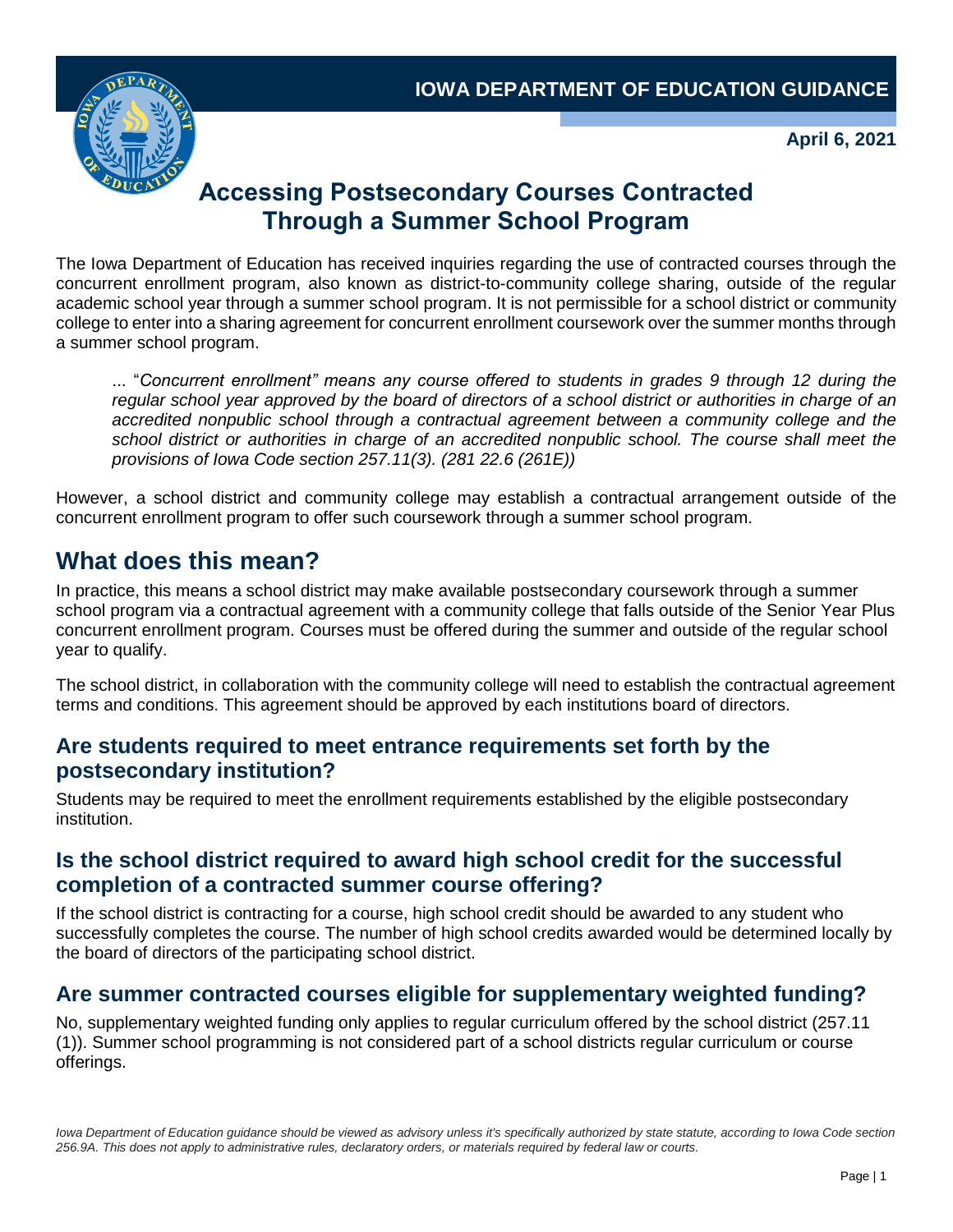IOWA DEPARTMENT OF EDUCATION GUIDANCE

**April 6, 2021**

# Accessing Postsecondary Courses Contracted Through a Summer School Program

The Iowa Department of Education has received inquiries regarding the use of contracted courses through the concurrent enrollment program, also known as district-to-community college sharing, outside of the regular academic school year through a summer school program. It is not permissible for a school district or community college to enter into a sharing agreement for concurrent enrollment coursework over the summer months through a summer school program.

> ... "*Concurrent enrollment" means any course offered to students in grades 9 through 12 during the regular school year approved by the board of directors of a school district or authorities in charge of an accredited nonpublic school through a contractual agreement between a community college and the school district or authorities in charge of an accredited nonpublic school. The course shall meet the provisions of Iowa Code section 257.11(3). (281 22.6 (261E))*

However, a school district and community college may establish a contractual arrangement outside of the concurrent enrollment program to offer such coursework through a summer school program.

## What does this mean?

In practice, this means a school district may make available postsecondary coursework through a summer school program via a contractual agreement with a community college that falls outside of the Senior Year Plus concurrent enrollment program. Courses must be offered during the summer and outside of the regular school year to qualify.

The school district, in collaboration with the community college will need to establish the contractual agreement terms and conditions. This agreement should be approved by each institutions board of directors.

### Are students required to meet entrance requirements set forth by the postsecondary institution?

Students may be required to meet the enrollment requirements established by the eligible postsecondary institution.

### Is the school district required to award high school credit for the successful completion of a contracted summer course offering?

If the school district is contracting for a course, high school credit should be awarded to any student who successfully completes the course. The number of high school credits awarded would be determined locally by the board of directors of the participating school district.

### Are summer contracted courses eligible for supplementary weighted funding?

No, supplementary weighted funding only applies to regular curriculum offered by the school district (257.11 (1)). Summer school programming is not considered part of a school districts regular curriculum or course offerings.

*Iowa Department of Education guidance should be viewed as advisory unless it's specifically authorized by state statute, according to Iowa Code section 256.9A. This does not apply to administrative rules, declaratory orders, or materials required by federal law or courts.*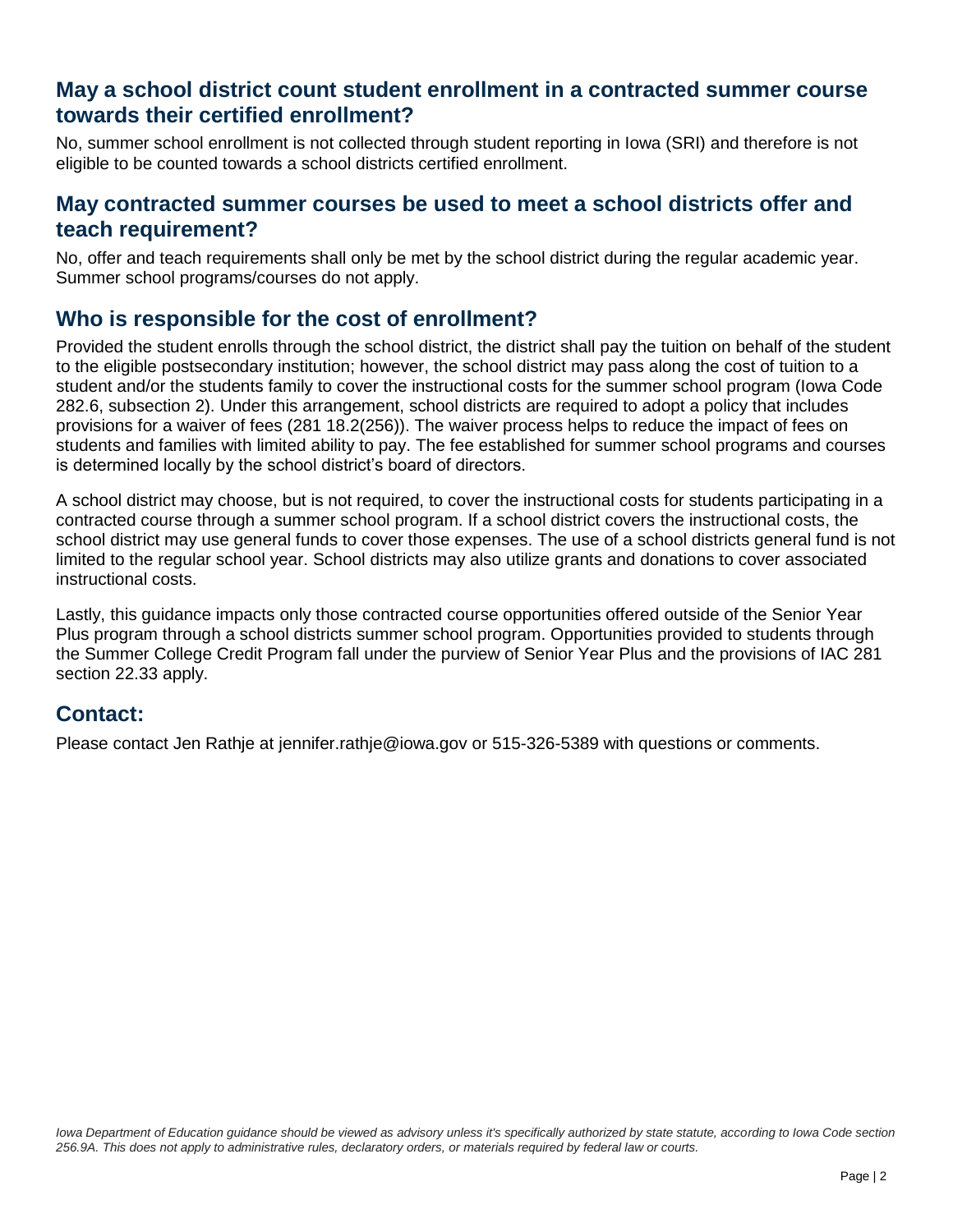## May a school district count student enrollment in a contracted summer course towards their certified enrollment?

No, summer school enrollment is not collected through student reporting in Iowa (SRI) and therefore is not eligible to be counted towards a school districts certified enrollment.

## May contracted summer courses be used to meet a school districts offer and teach requirement?

No, offer and teach requirements shall only be met by the school district during the regular academic year. Summer school programs/courses do not apply.

## Who is responsible for the cost of enrollment?

Provided the student enrolls through the school district, the district shall pay the tuition on behalf of the student to the eligible postsecondary institution; however, the school district may pass along the cost of tuition to a student and/or the students family to cover the instructional costs for the summer school program (Iowa Code 282.6, subsection 2). Under this arrangement, school districts are required to adopt a policy that includes provisions for a waiver of fees (281 18.2(256)). The waiver process helps to reduce the impact of fees on students and families with limited ability to pay. The fee established for summer school programs and courses is determined locally by the school district's board of directors.

A school district may choose, but is not required, to cover the instructional costs for students participating in a contracted course through a summer school program. If a school district covers the instructional costs, the school district may use general funds to cover those expenses. The use of a school districts general fund is not limited to the regular school year. School districts may also utilize grants and donations to cover associated instructional costs.

Lastly, this guidance impacts only those contracted course opportunities offered outside of the Senior Year Plus program through a school districts summer school program. Opportunities provided to students through the Summer College Credit Program fall under the purview of Senior Year Plus and the provisions of IAC 281 section 22.33 apply.

## Contact:

Please contact Jen Rathje at jennifer.rathje@iowa.gov or 515-326-5389 with questions or comments.

*Iowa Department of Education guidance should be viewed as advisory unless it's specifically authorized by state statute, according to Iowa Code section 256.9A. This does not apply to administrative rules, declaratory orders, or materials required by federal law or courts.*